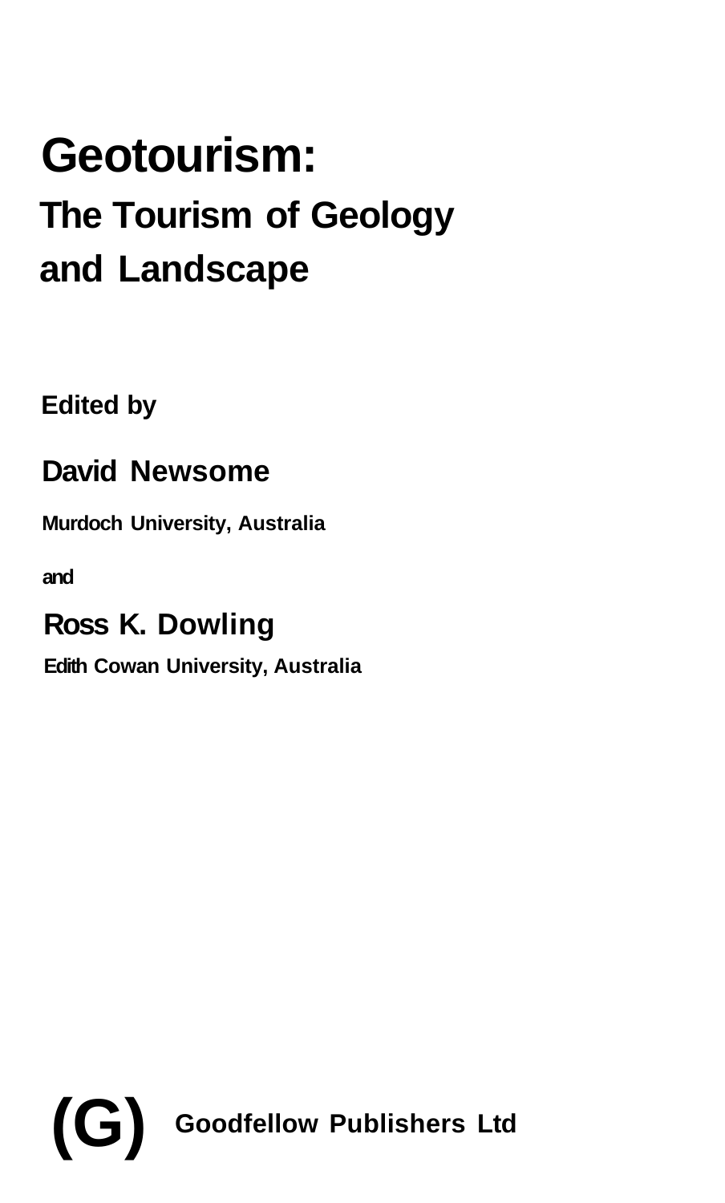# Geotourism:

## The Tourism of Geology and Landscape

**Edited by**

**David Newsome**

**Murdoch University, Australia**

**and**

**Ross K. Dowling**

**Edith Cowan University, Australia**

**(G) Goodfellow Publishers Ltd**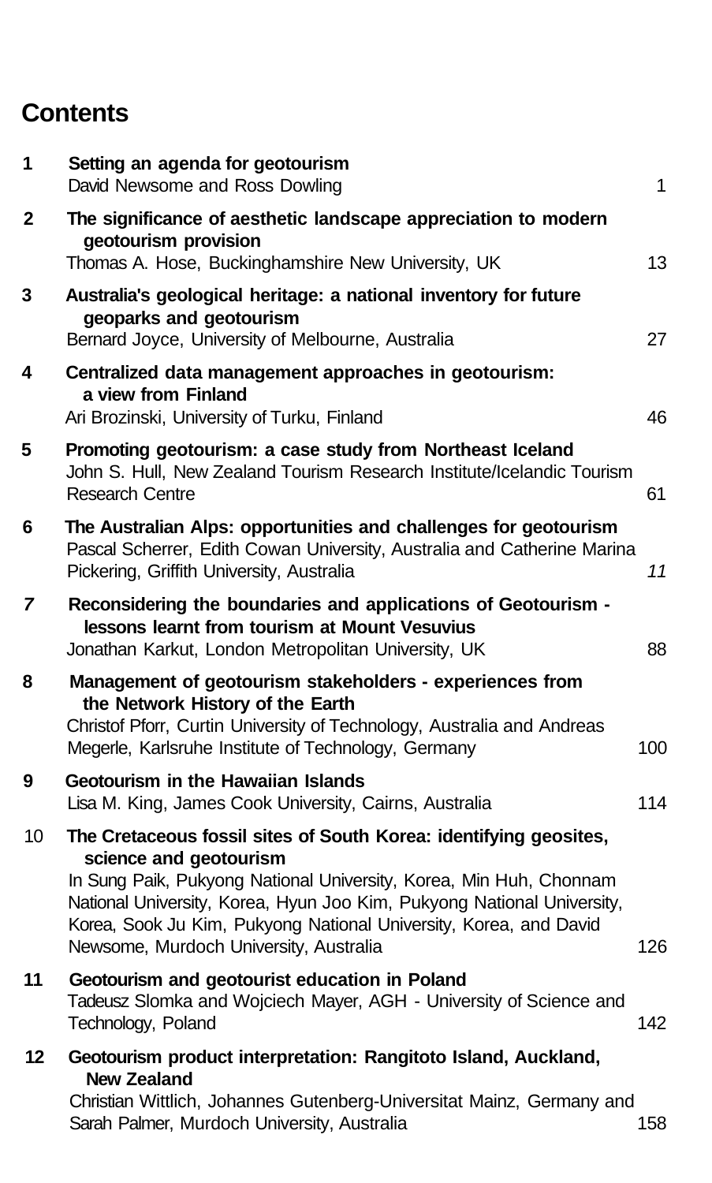# Contents

| | | |
|---|---|---|
| 1 | **Setting an agenda for geotourism**<br>David Newsome and Ross Dowling | 1 |
| 2 | **The significance of aesthetic landscape appreciation to modern geotourism provision**<br>Thomas A. Hose, Buckinghamshire New University, UK | 13 |
| 3 | **Australia's geological heritage: a national inventory for future geoparks and geotourism**<br>Bernard Joyce, University of Melbourne, Australia | 27 |
| 4 | **Centralized data management approaches in geotourism: a view from Finland**<br>Ari Brozinski, University of Turku, Finland | 46 |
| 5 | **Promoting geotourism: a case study from Northeast Iceland**<br>John S. Hull, New Zealand Tourism Research Institute/Icelandic Tourism Research Centre | 61 |
| 6 | **The Australian Alps: opportunities and challenges for geotourism**<br>Pascal Scherrer, Edith Cowan University, Australia and Catherine Marina Pickering, Griffith University, Australia | *11* |
| *7* | **Reconsidering the boundaries and applications of Geotourism - lessons learnt from tourism at Mount Vesuvius**<br>Jonathan Karkut, London Metropolitan University, UK | 88 |
| 8 | **Management of geotourism stakeholders - experiences from the Network History of the Earth**<br>Christof Pforr, Curtin University of Technology, Australia and Andreas Megerle, Karlsruhe Institute of Technology, Germany | 100 |
| 9 | **Geotourism in the Hawaiian Islands**<br>Lisa M. King, James Cook University, Cairns, Australia | 114 |
| 10 | **The Cretaceous fossil sites of South Korea: identifying geosites, science and geotourism**<br>In Sung Paik, Pukyong National University, Korea, Min Huh, Chonnam National University, Korea, Hyun Joo Kim, Pukyong National University, Korea, Sook Ju Kim, Pukyong National University, Korea, and David Newsome, Murdoch University, Australia | 126 |
| 11 | **Geotourism and geotourist education in Poland**<br>Tadeusz Slomka and Wojciech Mayer, AGH - University of Science and Technology, Poland | 142 |
| 12 | **Geotourism product interpretation: Rangitoto Island, Auckland, New Zealand**<br>Christian Wittlich, Johannes Gutenberg-Universitat Mainz, Germany and Sarah Palmer, Murdoch University, Australia | 158 |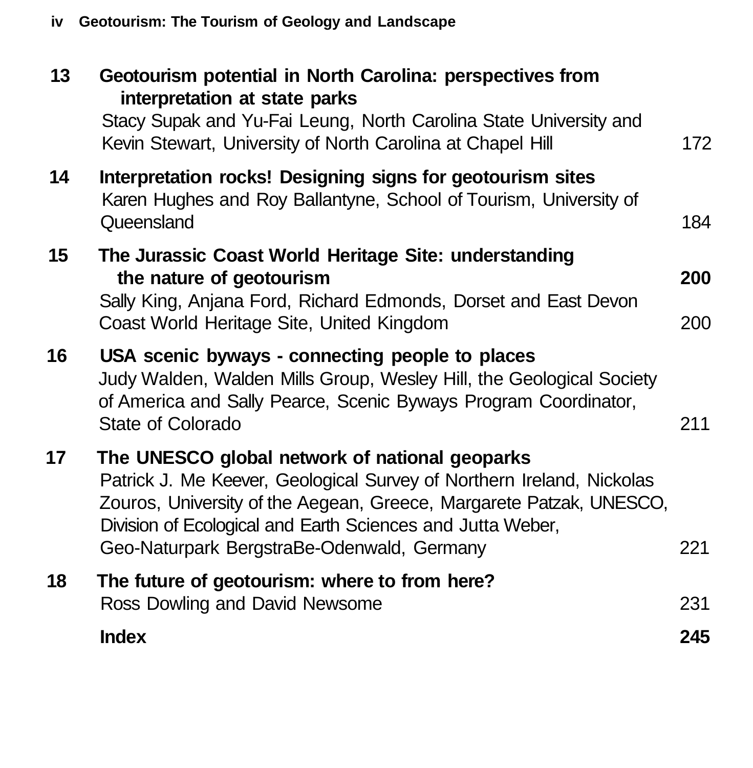| | | |
|---|---|---|
| **13** | **Geotourism potential in North Carolina: perspectives from interpretation at state parks**<br>Stacy Supak and Yu-Fai Leung, North Carolina State University and Kevin Stewart, University of North Carolina at Chapel Hill | 172 |
| **14** | **Interpretation rocks! Designing signs for geotourism sites**<br>Karen Hughes and Roy Ballantyne, School of Tourism, University of Queensland | 184 |
| **15** | **The Jurassic Coast World Heritage Site: understanding the nature of geotourism** | **200** |
| | Sally King, Anjana Ford, Richard Edmonds, Dorset and East Devon Coast World Heritage Site, United Kingdom | 200 |
| **16** | **USA scenic byways - connecting people to places**<br>Judy Walden, Walden Mills Group, Wesley Hill, the Geological Society of America and Sally Pearce, Scenic Byways Program Coordinator, State of Colorado | 211 |
| **17** | **The UNESCO global network of national geoparks**<br>Patrick J. Me Keever, Geological Survey of Northern Ireland, Nickolas Zouros, University of the Aegean, Greece, Margarete Patzak, UNESCO, Division of Ecological and Earth Sciences and Jutta Weber, Geo-Naturpark BergstraBe-Odenwald, Germany | 221 |
| **18** | **The future of geotourism: where to from here?**<br>Ross Dowling and David Newsome | 231 |
| | **Index** | **245** |